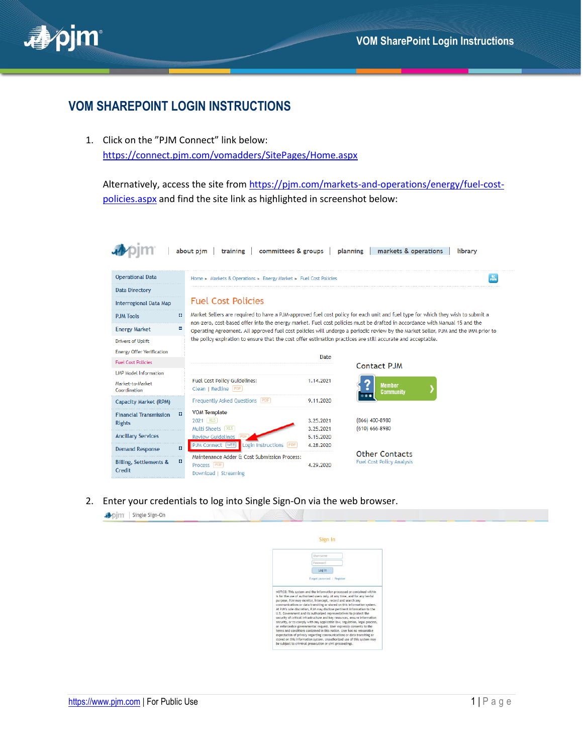# VOM SHAREPOINT LOGIN INSTRUCTIONS

1. Click on the "PJM Connect" link below:
   https://connect.pjm.com/vomadders/SitePages/Home.aspx

   Alternatively, access the site from https://pjm.com/markets-and-operations/energy/fuel-cost-policies.aspx and find the site link as highlighted in screenshot below:

2. Enter your credentials to log into Single Sign-On via the web browser.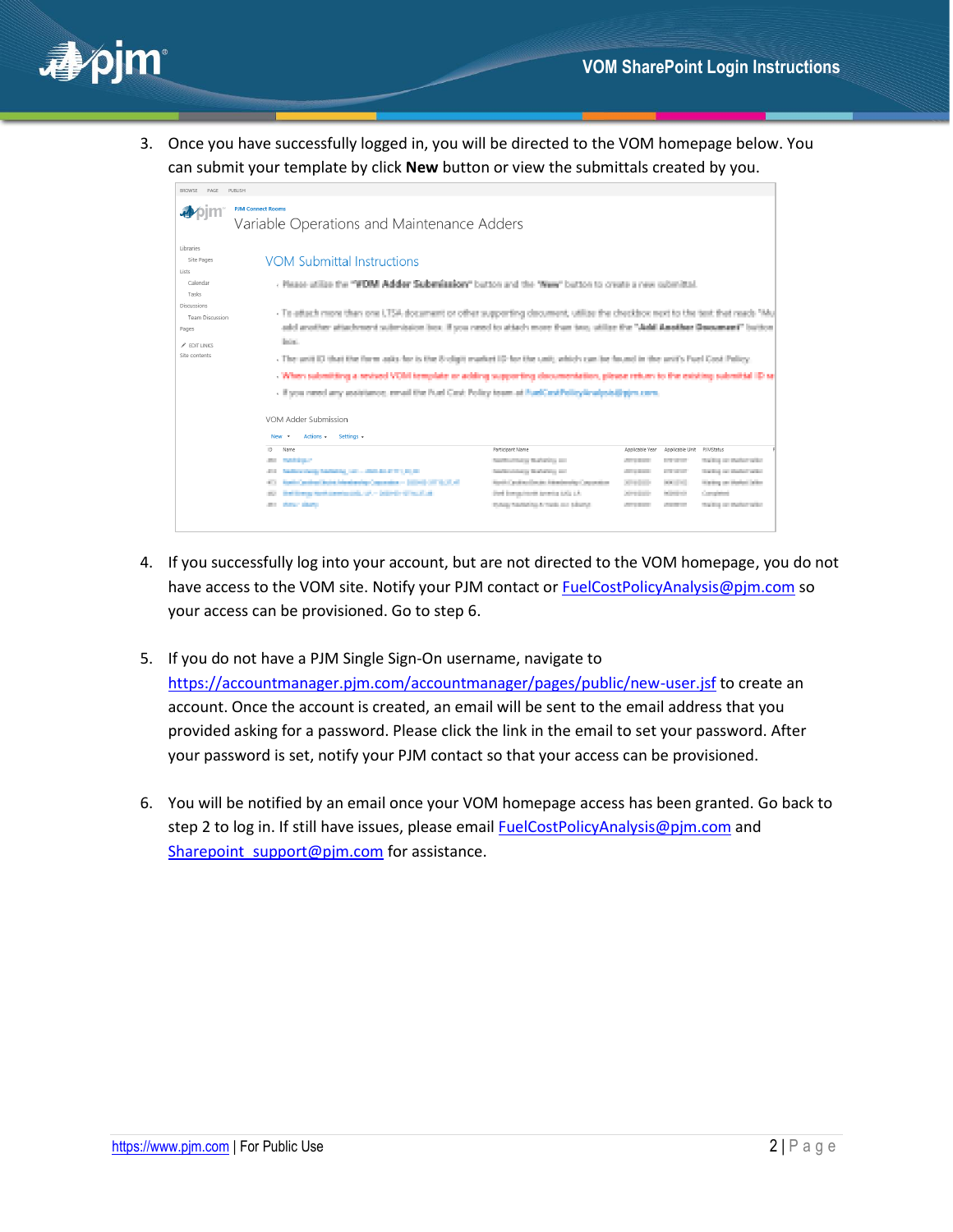3. Once you have successfully logged in, you will be directed to the VOM homepage below. You can submit your template by click **New** button or view the submittals created by you.

4. If you successfully log into your account, but are not directed to the VOM homepage, you do not have access to the VOM site. Notify your PJM contact or FuelCostPolicyAnalysis@pjm.com so your access can be provisioned. Go to step 6.

5. If you do not have a PJM Single Sign-On username, navigate to https://accountmanager.pjm.com/accountmanager/pages/public/new-user.jsf to create an account. Once the account is created, an email will be sent to the email address that you provided asking for a password. Please click the link in the email to set your password. After your password is set, notify your PJM contact so that your access can be provisioned.

6. You will be notified by an email once your VOM homepage access has been granted. Go back to step 2 to log in. If still have issues, please email FuelCostPolicyAnalysis@pjm.com and Sharepoint_support@pjm.com for assistance.